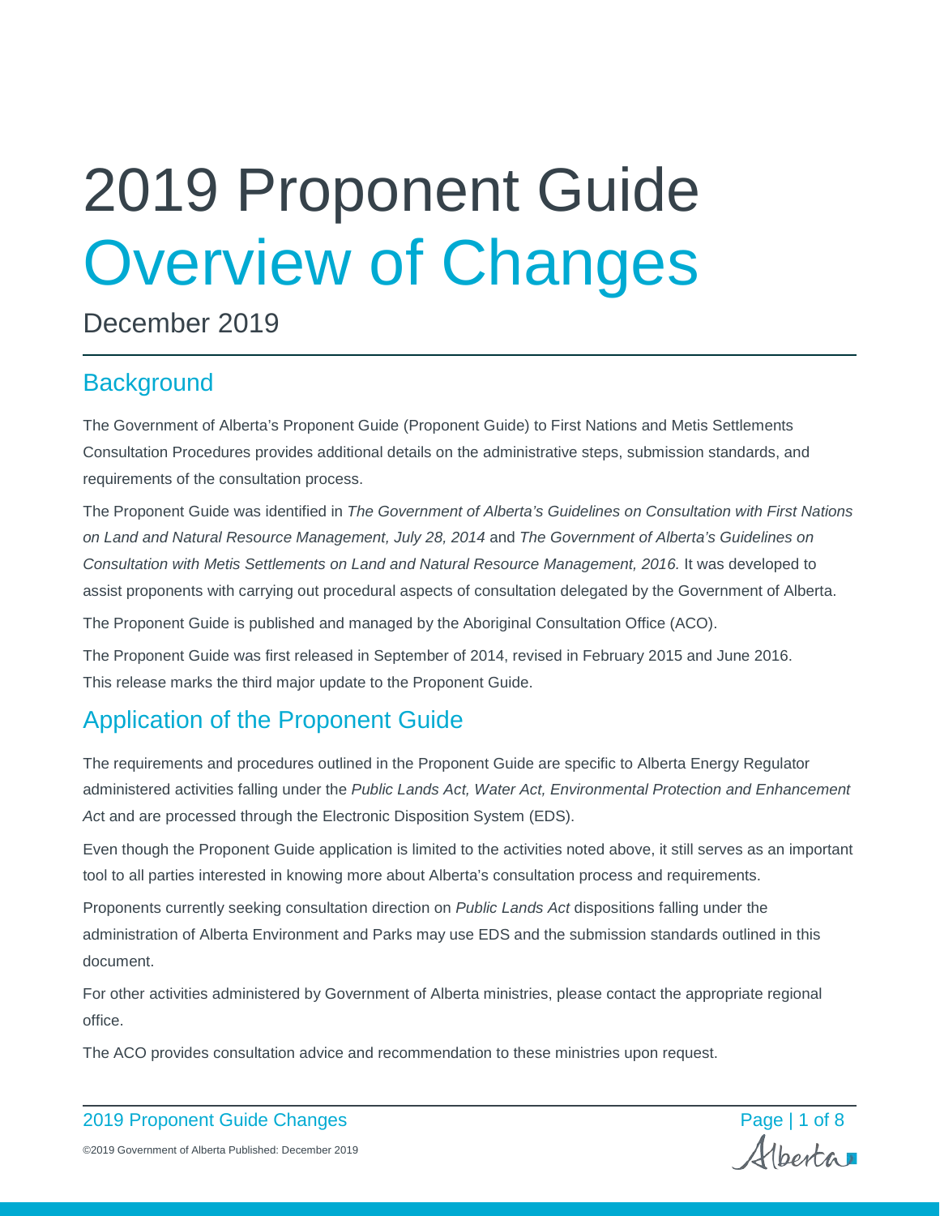# 2019 Proponent Guide Overview of Changes

December 2019

## Background

The Government of Alberta's Proponent Guide (Proponent Guide) to First Nations and Metis Settlements Consultation Procedures provides additional details on the administrative steps, submission standards, and requirements of the consultation process.

The Proponent Guide was identified in *The Government of Alberta's Guidelines on Consultation with First Nations on Land and Natural Resource Management, July 28, 2014* and *The Government of Alberta's Guidelines on Consultation with Metis Settlements on Land and Natural Resource Management, 2016.* It was developed to assist proponents with carrying out procedural aspects of consultation delegated by the Government of Alberta.

The Proponent Guide is published and managed by the Aboriginal Consultation Office (ACO).

The Proponent Guide was first released in September of 2014, revised in February 2015 and June 2016. This release marks the third major update to the Proponent Guide.

## Application of the Proponent Guide

The requirements and procedures outlined in the Proponent Guide are specific to Alberta Energy Regulator administered activities falling under the *Public Lands Act, Water Act, Environmental Protection and Enhancement Act* and are processed through the Electronic Disposition System (EDS).

Even though the Proponent Guide application is limited to the activities noted above, it still serves as an important tool to all parties interested in knowing more about Alberta's consultation process and requirements.

Proponents currently seeking consultation direction on *Public Lands Act* dispositions falling under the administration of Alberta Environment and Parks may use EDS and the submission standards outlined in this document.

For other activities administered by Government of Alberta ministries, please contact the appropriate regional office.

The ACO provides consultation advice and recommendation to these ministries upon request.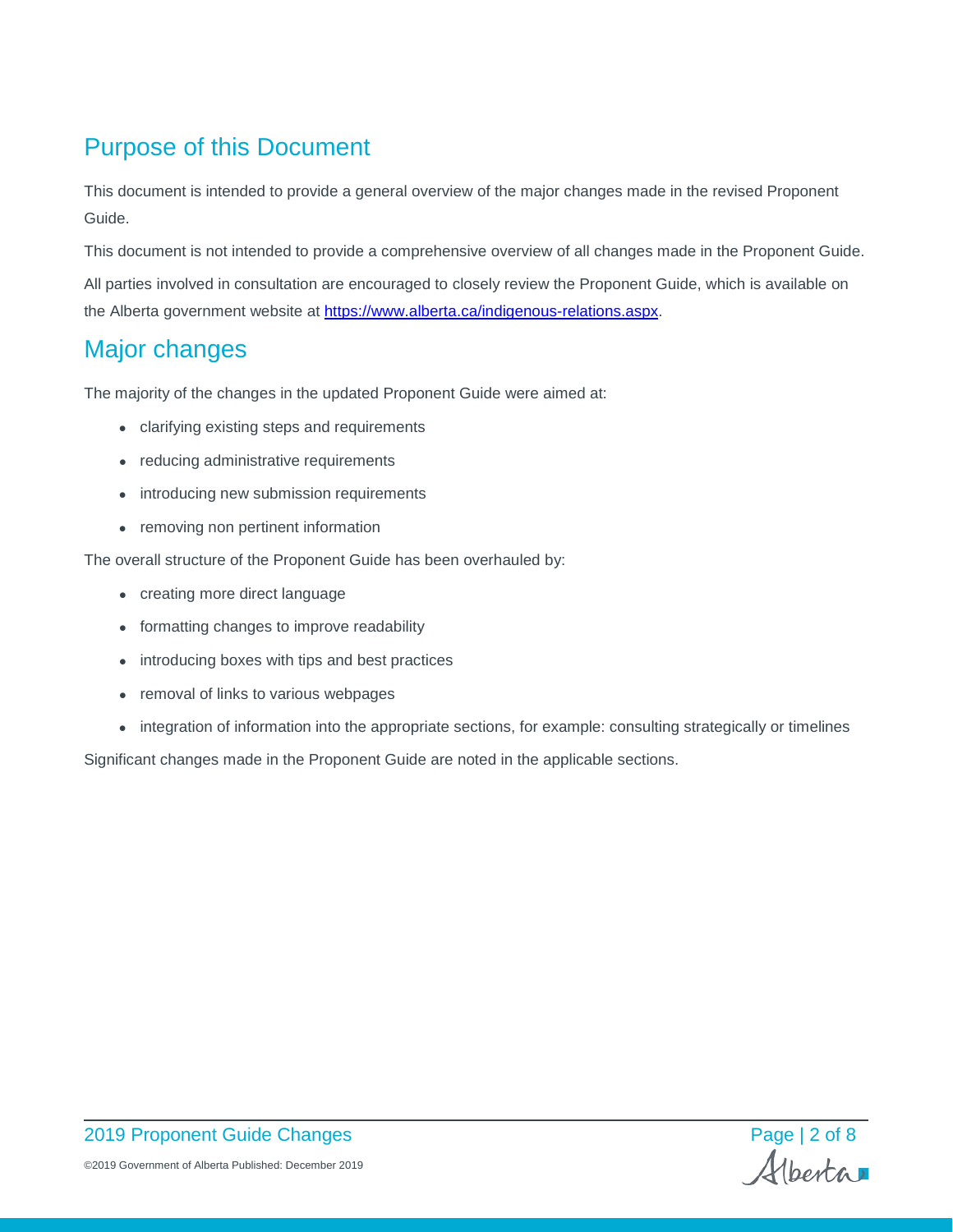## Purpose of this Document

This document is intended to provide a general overview of the major changes made in the revised Proponent Guide.

This document is not intended to provide a comprehensive overview of all changes made in the Proponent Guide.

All parties involved in consultation are encouraged to closely review the Proponent Guide, which is available on the Alberta government website at [https://www.alberta.ca/indigenous-relations.aspx](https://www.alberta.ca/indigenous-relations.aspx).

## Major changes

The majority of the changes in the updated Proponent Guide were aimed at:

- clarifying existing steps and requirements
- reducing administrative requirements
- introducing new submission requirements
- removing non pertinent information

The overall structure of the Proponent Guide has been overhauled by:

- creating more direct language
- formatting changes to improve readability
- introducing boxes with tips and best practices
- removal of links to various webpages
- integration of information into the appropriate sections, for example: consulting strategically or timelines

Significant changes made in the Proponent Guide are noted in the applicable sections.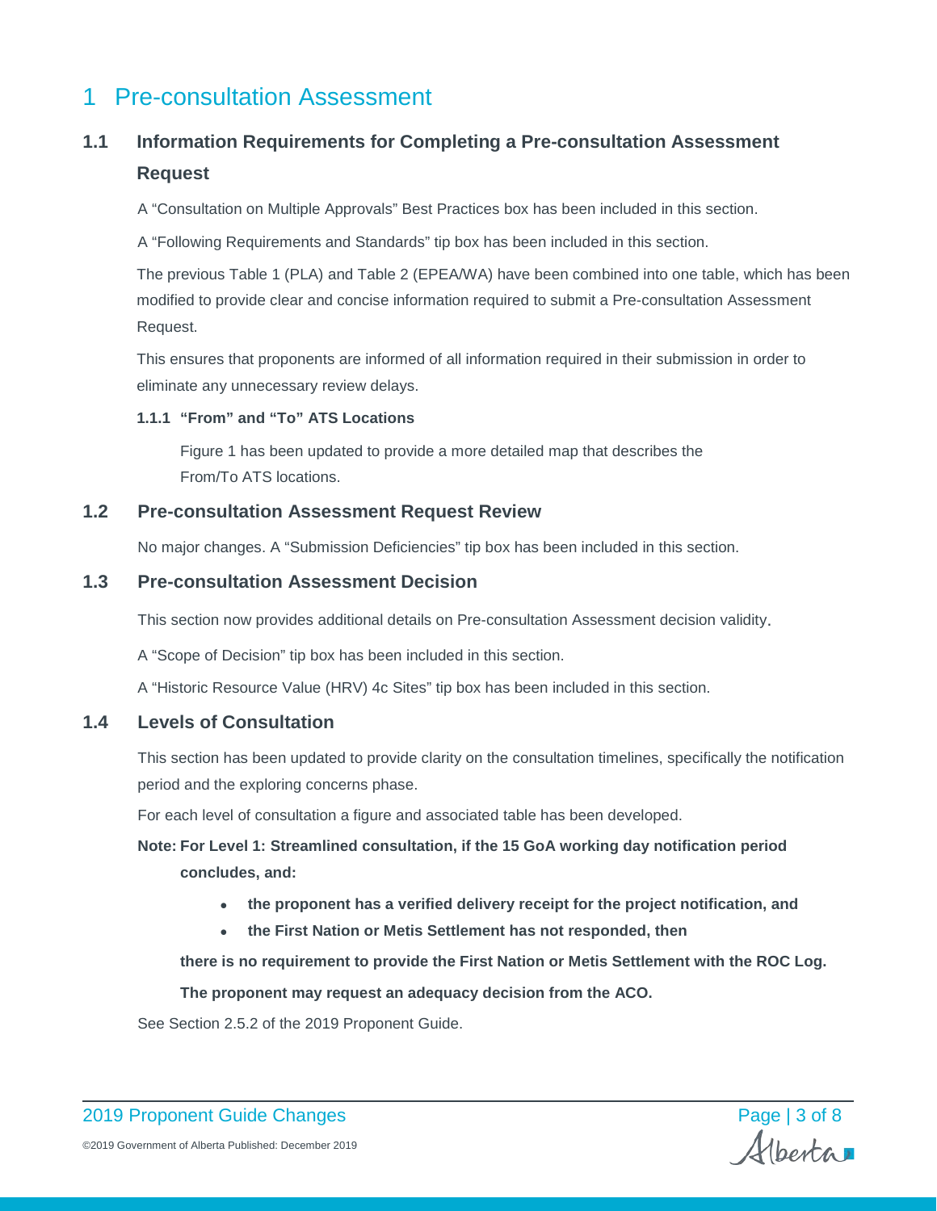# 1 Pre-consultation Assessment

## 1.1 Information Requirements for Completing a Pre-consultation Assessment Request

A "Consultation on Multiple Approvals" Best Practices box has been included in this section.

A "Following Requirements and Standards" tip box has been included in this section.

The previous Table 1 (PLA) and Table 2 (EPEA/WA) have been combined into one table, which has been modified to provide clear and concise information required to submit a Pre-consultation Assessment Request.

This ensures that proponents are informed of all information required in their submission in order to eliminate any unnecessary review delays.

### 1.1.1 "From" and "To" ATS Locations

Figure 1 has been updated to provide a more detailed map that describes the From/To ATS locations.

## 1.2 Pre-consultation Assessment Request Review

No major changes. A "Submission Deficiencies" tip box has been included in this section.

## 1.3 Pre-consultation Assessment Decision

This section now provides additional details on Pre-consultation Assessment decision validity.

A "Scope of Decision" tip box has been included in this section.

A "Historic Resource Value (HRV) 4c Sites" tip box has been included in this section.

## 1.4 Levels of Consultation

This section has been updated to provide clarity on the consultation timelines, specifically the notification period and the exploring concerns phase.

For each level of consultation a figure and associated table has been developed.

**Note: For Level 1: Streamlined consultation, if the 15 GoA working day notification period concludes, and:**

- **the proponent has a verified delivery receipt for the project notification, and**
- **the First Nation or Metis Settlement has not responded, then**

**there is no requirement to provide the First Nation or Metis Settlement with the ROC Log.**

**The proponent may request an adequacy decision from the ACO.**

See Section 2.5.2 of the 2019 Proponent Guide.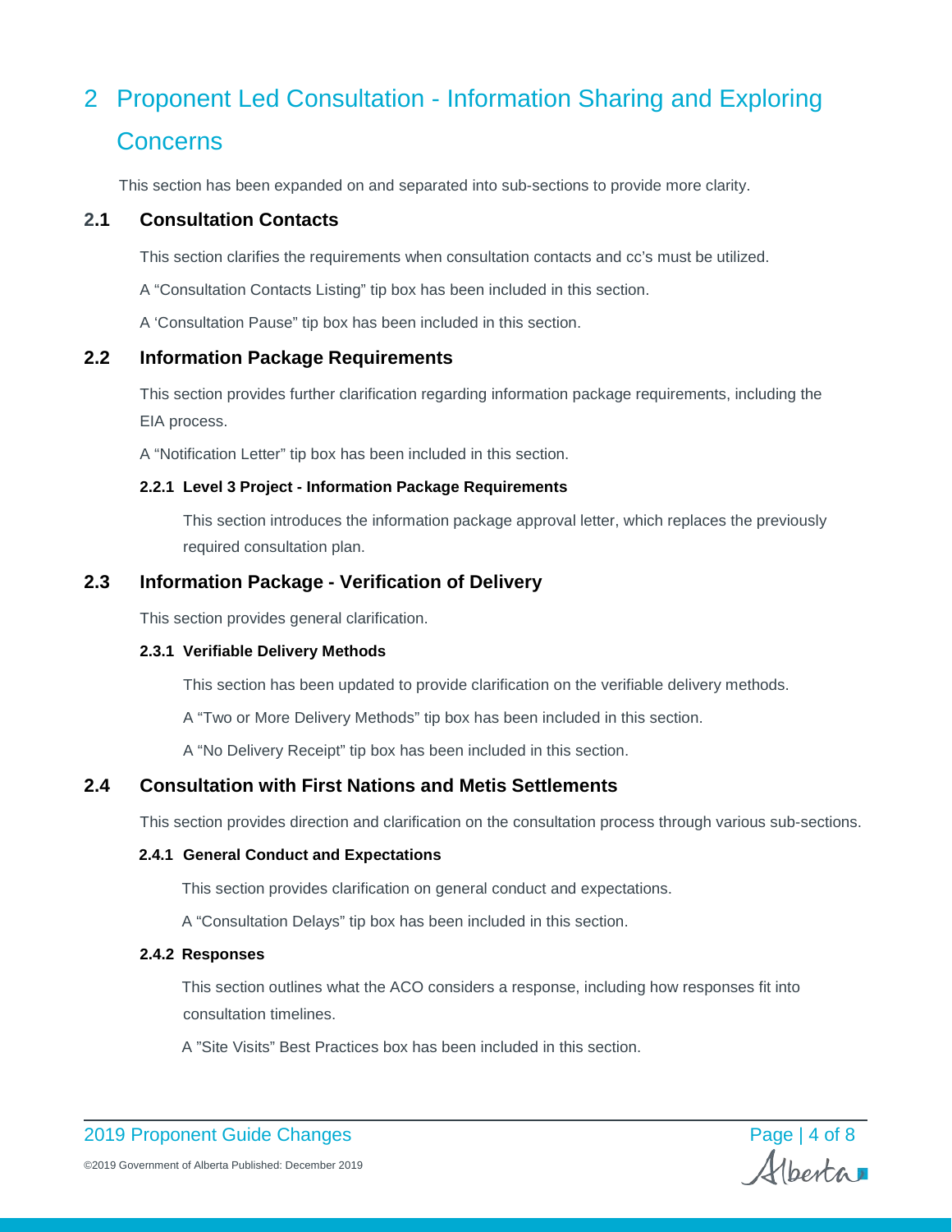# 2 Proponent Led Consultation - Information Sharing and Exploring Concerns

This section has been expanded on and separated into sub-sections to provide more clarity.

## 2.1 Consultation Contacts

This section clarifies the requirements when consultation contacts and cc's must be utilized.

A "Consultation Contacts Listing" tip box has been included in this section.

A 'Consultation Pause" tip box has been included in this section.

## 2.2 Information Package Requirements

This section provides further clarification regarding information package requirements, including the EIA process.

A "Notification Letter" tip box has been included in this section.

### 2.2.1 Level 3 Project - Information Package Requirements

This section introduces the information package approval letter, which replaces the previously required consultation plan.

## 2.3 Information Package - Verification of Delivery

This section provides general clarification.

### 2.3.1 Verifiable Delivery Methods

This section has been updated to provide clarification on the verifiable delivery methods.

A "Two or More Delivery Methods" tip box has been included in this section.

A "No Delivery Receipt" tip box has been included in this section.

## 2.4 Consultation with First Nations and Metis Settlements

This section provides direction and clarification on the consultation process through various sub-sections.

### 2.4.1 General Conduct and Expectations

This section provides clarification on general conduct and expectations.

A "Consultation Delays" tip box has been included in this section.

### 2.4.2 Responses

This section outlines what the ACO considers a response, including how responses fit into consultation timelines.

A "Site Visits" Best Practices box has been included in this section.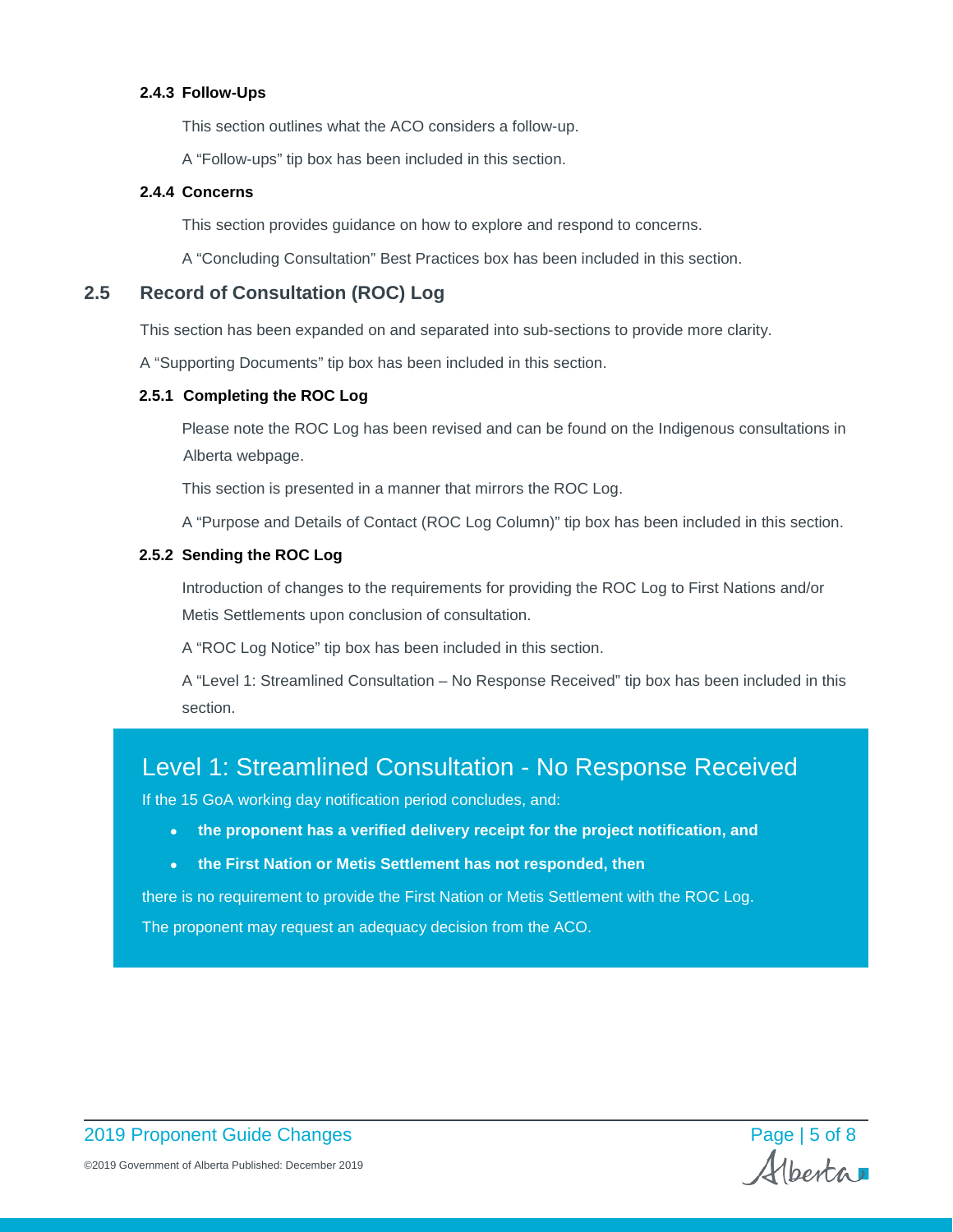#### 2.4.3 Follow-Ups

This section outlines what the ACO considers a follow-up.

A "Follow-ups" tip box has been included in this section.

#### 2.4.4 Concerns

This section provides guidance on how to explore and respond to concerns.

A "Concluding Consultation" Best Practices box has been included in this section.

## 2.5 Record of Consultation (ROC) Log

This section has been expanded on and separated into sub-sections to provide more clarity.

A "Supporting Documents" tip box has been included in this section.

#### 2.5.1 Completing the ROC Log

Please note the ROC Log has been revised and can be found on the Indigenous consultations in Alberta webpage.

This section is presented in a manner that mirrors the ROC Log.

A "Purpose and Details of Contact (ROC Log Column)" tip box has been included in this section.

#### 2.5.2 Sending the ROC Log

Introduction of changes to the requirements for providing the ROC Log to First Nations and/or Metis Settlements upon conclusion of consultation.

A "ROC Log Notice" tip box has been included in this section.

A "Level 1: Streamlined Consultation – No Response Received" tip box has been included in this section.

### Level 1: Streamlined Consultation - No Response Received

If the 15 GoA working day notification period concludes, and:

- **the proponent has a verified delivery receipt for the project notification, and**
- **the First Nation or Metis Settlement has not responded, then**

there is no requirement to provide the First Nation or Metis Settlement with the ROC Log.

The proponent may request an adequacy decision from the ACO.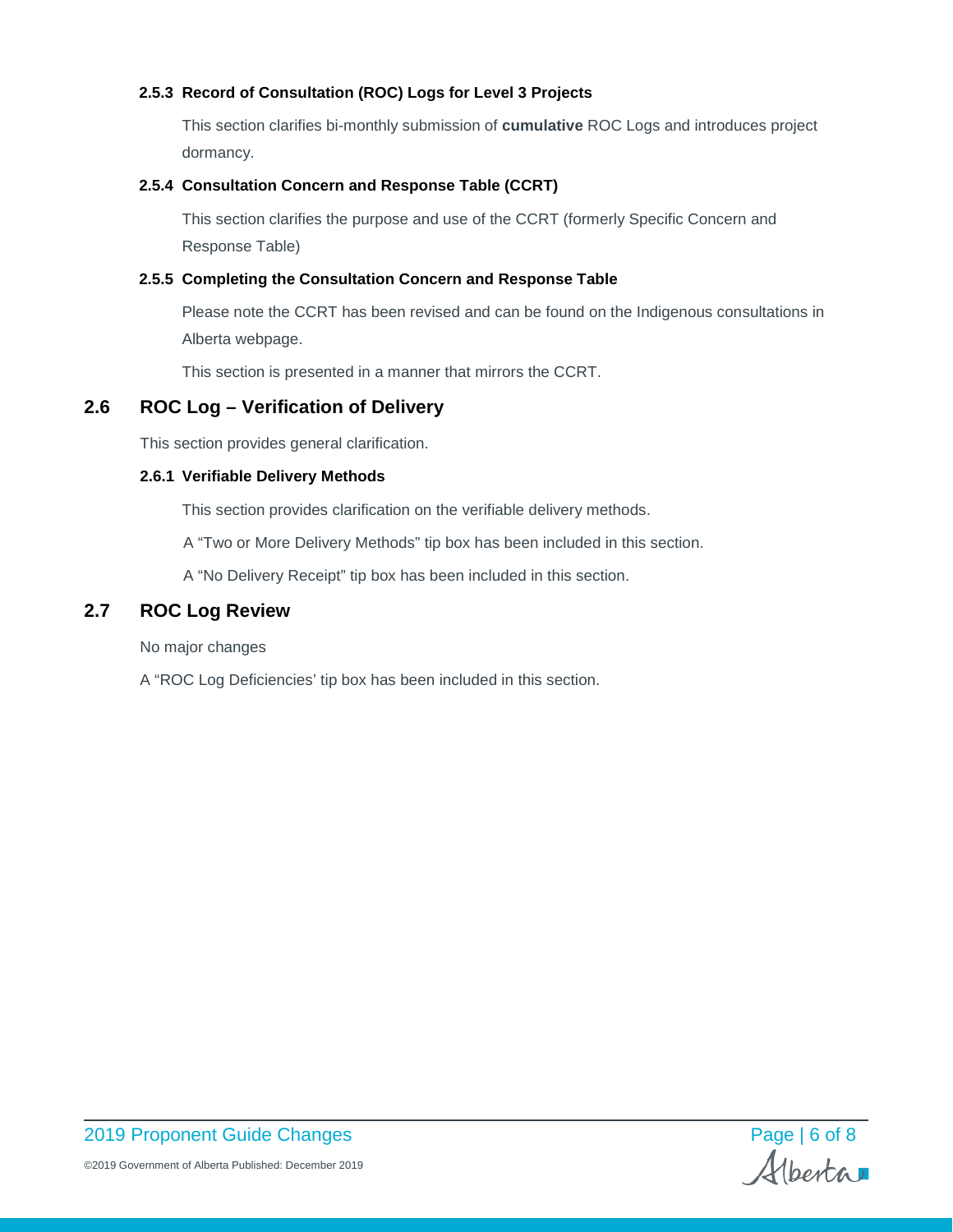### 2.5.3 Record of Consultation (ROC) Logs for Level 3 Projects

This section clarifies bi-monthly submission of **cumulative** ROC Logs and introduces project dormancy.

### 2.5.4 Consultation Concern and Response Table (CCRT)

This section clarifies the purpose and use of the CCRT (formerly Specific Concern and Response Table)

### 2.5.5 Completing the Consultation Concern and Response Table

Please note the CCRT has been revised and can be found on the Indigenous consultations in Alberta webpage.

This section is presented in a manner that mirrors the CCRT.

## 2.6 ROC Log – Verification of Delivery

This section provides general clarification.

### 2.6.1 Verifiable Delivery Methods

This section provides clarification on the verifiable delivery methods.

A "Two or More Delivery Methods" tip box has been included in this section.

A "No Delivery Receipt" tip box has been included in this section.

## 2.7 ROC Log Review

No major changes

A "ROC Log Deficiencies' tip box has been included in this section.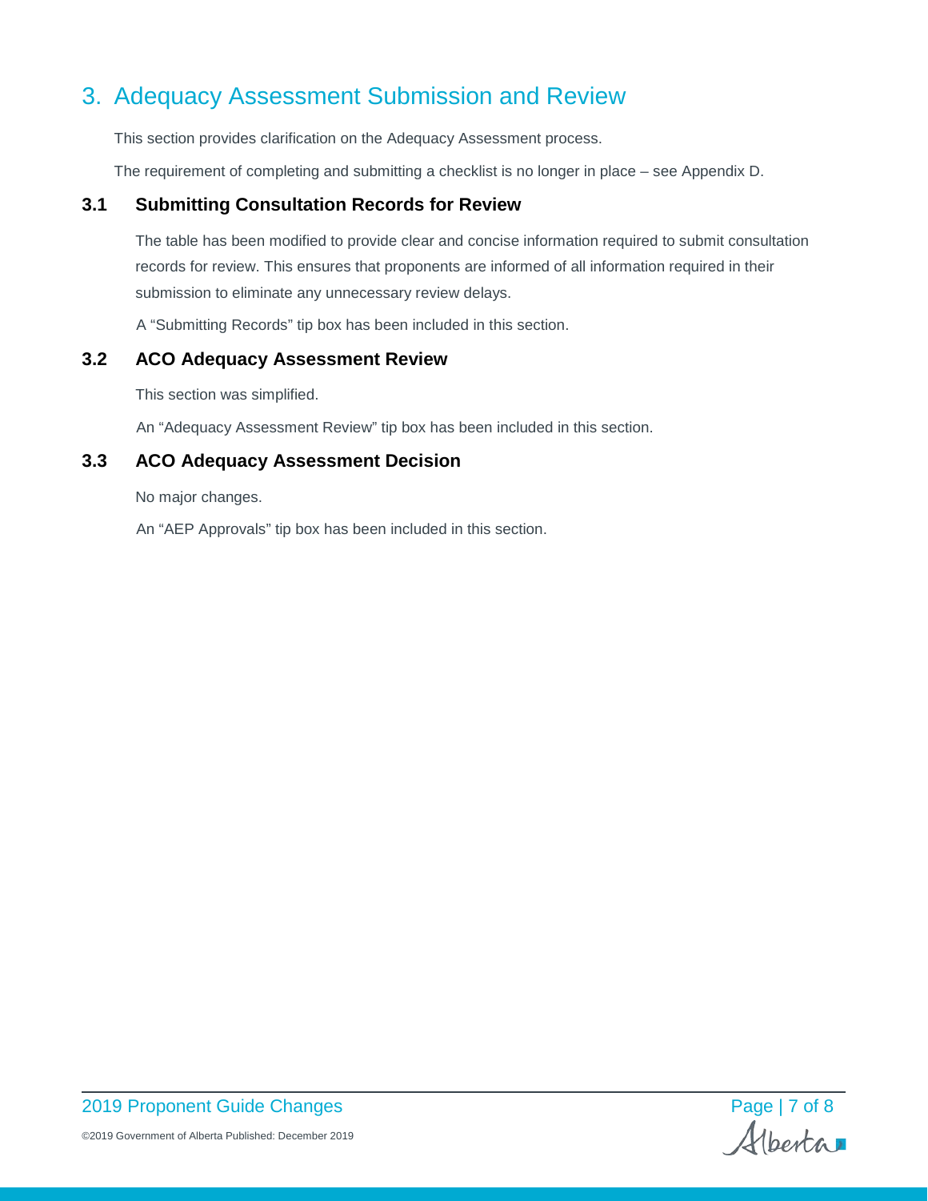# 3. Adequacy Assessment Submission and Review

This section provides clarification on the Adequacy Assessment process.

The requirement of completing and submitting a checklist is no longer in place – see Appendix D.

## 3.1 Submitting Consultation Records for Review

The table has been modified to provide clear and concise information required to submit consultation records for review. This ensures that proponents are informed of all information required in their submission to eliminate any unnecessary review delays.

A "Submitting Records" tip box has been included in this section.

## 3.2 ACO Adequacy Assessment Review

This section was simplified.

An "Adequacy Assessment Review" tip box has been included in this section.

## 3.3 ACO Adequacy Assessment Decision

No major changes.

An "AEP Approvals" tip box has been included in this section.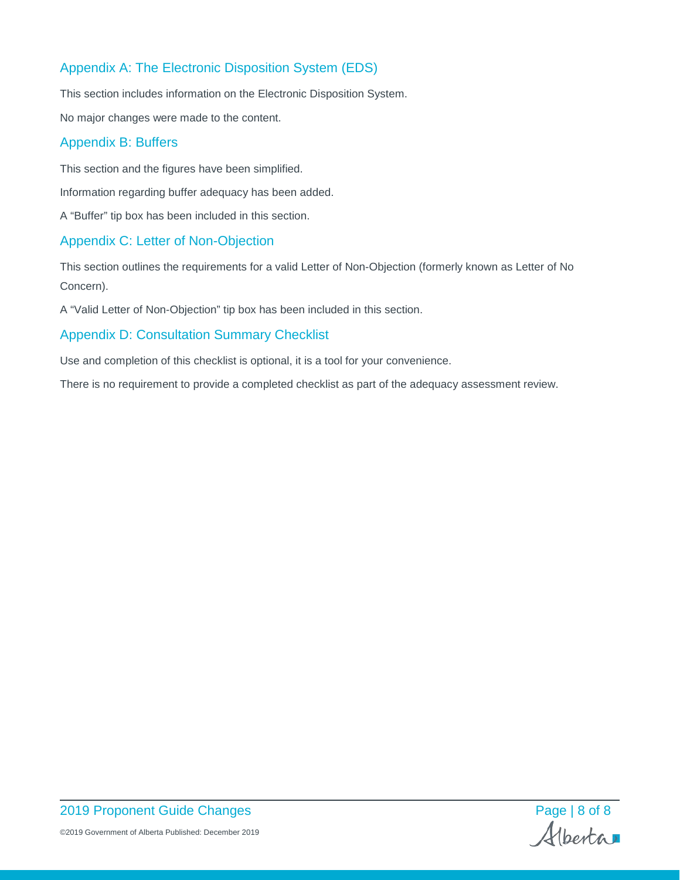## Appendix A: The Electronic Disposition System (EDS)

This section includes information on the Electronic Disposition System.

No major changes were made to the content.

## Appendix B: Buffers

This section and the figures have been simplified.

Information regarding buffer adequacy has been added.

A "Buffer" tip box has been included in this section.

## Appendix C: Letter of Non-Objection

This section outlines the requirements for a valid Letter of Non-Objection (formerly known as Letter of No Concern).

A "Valid Letter of Non-Objection" tip box has been included in this section.

## Appendix D: Consultation Summary Checklist

Use and completion of this checklist is optional, it is a tool for your convenience.

There is no requirement to provide a completed checklist as part of the adequacy assessment review.